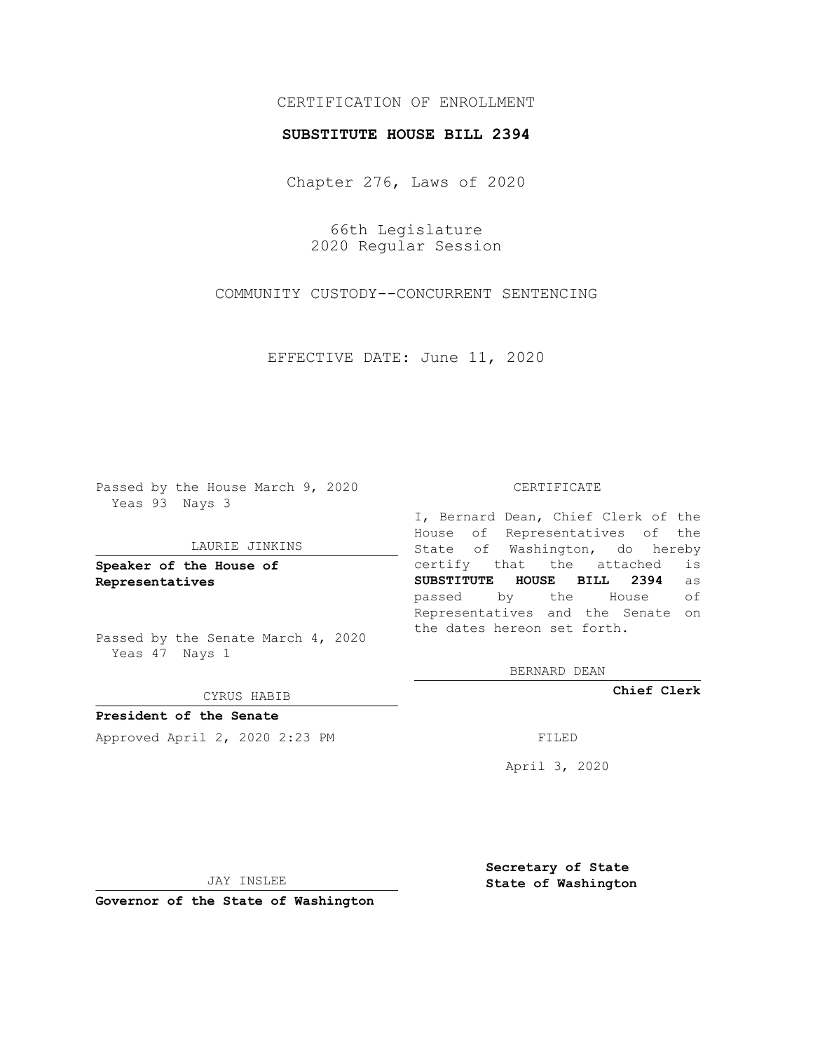CERTIFICATION OF ENROLLMENT

**SUBSTITUTE HOUSE BILL 2394**

Chapter 276, Laws of 2020

66th Legislature
2020 Regular Session

COMMUNITY CUSTODY--CONCURRENT SENTENCING

EFFECTIVE DATE: June 11, 2020

Passed by the House March 9, 2020
Yeas 93 Nays 3

LAURIE JINKINS

**Speaker of the House of Representatives**

Passed by the Senate March 4, 2020
Yeas 47 Nays 1

CYRUS HABIB

**President of the Senate**

Approved April 2, 2020 2:23 PM

JAY INSLEE

**Governor of the State of Washington**

CERTIFICATE

I, Bernard Dean, Chief Clerk of the House of Representatives of the State of Washington, do hereby certify that the attached is **SUBSTITUTE HOUSE BILL 2394** as passed by the House of Representatives and the Senate on the dates hereon set forth.

BERNARD DEAN

**Chief Clerk**

FILED

April 3, 2020

**Secretary of State**
**State of Washington**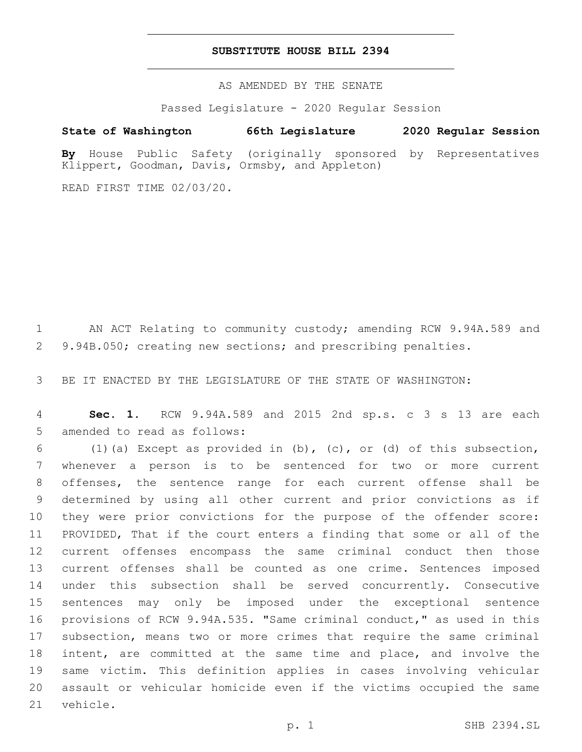# SUBSTITUTE HOUSE BILL 2394

AS AMENDED BY THE SENATE

Passed Legislature - 2020 Regular Session

**State of Washington 66th Legislature 2020 Regular Session**

**By** House Public Safety (originally sponsored by Representatives Klippert, Goodman, Davis, Ormsby, and Appleton)

READ FIRST TIME 02/03/20.

1 AN ACT Relating to community custody; amending RCW 9.94A.589 and 2 9.94B.050; creating new sections; and prescribing penalties.

3 BE IT ENACTED BY THE LEGISLATURE OF THE STATE OF WASHINGTON:

4 **Sec. 1.** RCW 9.94A.589 and 2015 2nd sp.s. c 3 s 13 are each 5 amended to read as follows:

6 (1)(a) Except as provided in (b), (c), or (d) of this subsection, 7 whenever a person is to be sentenced for two or more current 8 offenses, the sentence range for each current offense shall be 9 determined by using all other current and prior convictions as if 10 they were prior convictions for the purpose of the offender score: 11 PROVIDED, That if the court enters a finding that some or all of the 12 current offenses encompass the same criminal conduct then those 13 current offenses shall be counted as one crime. Sentences imposed 14 under this subsection shall be served concurrently. Consecutive 15 sentences may only be imposed under the exceptional sentence 16 provisions of RCW 9.94A.535. "Same criminal conduct," as used in this 17 subsection, means two or more crimes that require the same criminal 18 intent, are committed at the same time and place, and involve the 19 same victim. This definition applies in cases involving vehicular 20 assault or vehicular homicide even if the victims occupied the same 21 vehicle.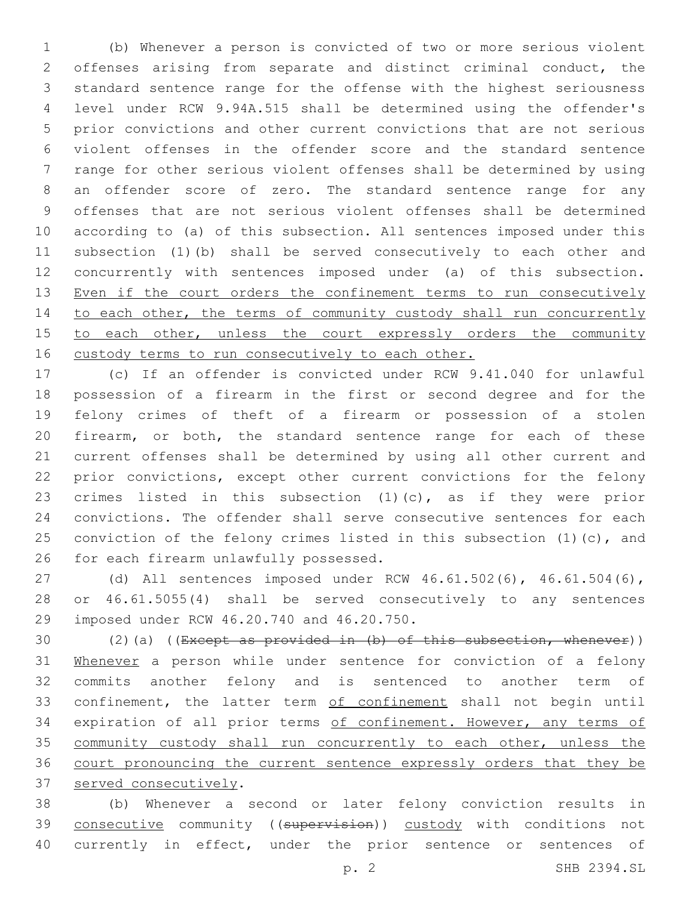(b) Whenever a person is convicted of two or more serious violent offenses arising from separate and distinct criminal conduct, the standard sentence range for the offense with the highest seriousness level under RCW 9.94A.515 shall be determined using the offender's prior convictions and other current convictions that are not serious violent offenses in the offender score and the standard sentence range for other serious violent offenses shall be determined by using an offender score of zero. The standard sentence range for any offenses that are not serious violent offenses shall be determined according to (a) of this subsection. All sentences imposed under this subsection (1)(b) shall be served consecutively to each other and concurrently with sentences imposed under (a) of this subsection. <u>Even if the court orders the confinement terms to run consecutively to each other, the terms of community custody shall run concurrently to each other, unless the court expressly orders the community custody terms to run consecutively to each other.</u>

(c) If an offender is convicted under RCW 9.41.040 for unlawful possession of a firearm in the first or second degree and for the felony crimes of theft of a firearm or possession of a stolen firearm, or both, the standard sentence range for each of these current offenses shall be determined by using all other current and prior convictions, except other current convictions for the felony crimes listed in this subsection (1)(c), as if they were prior convictions. The offender shall serve consecutive sentences for each conviction of the felony crimes listed in this subsection (1)(c), and for each firearm unlawfully possessed.

(d) All sentences imposed under RCW 46.61.502(6), 46.61.504(6), or 46.61.5055(4) shall be served consecutively to any sentences imposed under RCW 46.20.740 and 46.20.750.

(2)(a) ((~~Except as provided in (b) of this subsection, whenever~~)) <u>Whenever</u> a person while under sentence for conviction of a felony commits another felony and is sentenced to another term of confinement, the latter term <u>of confinement</u> shall not begin until expiration of all prior terms <u>of confinement. However, any terms of community custody shall run concurrently to each other, unless the court pronouncing the current sentence expressly orders that they be served consecutively</u>.

(b) Whenever a second or later felony conviction results in <u>consecutive</u> community ((~~supervision~~)) <u>custody</u> with conditions not currently in effect, under the prior sentence or sentences of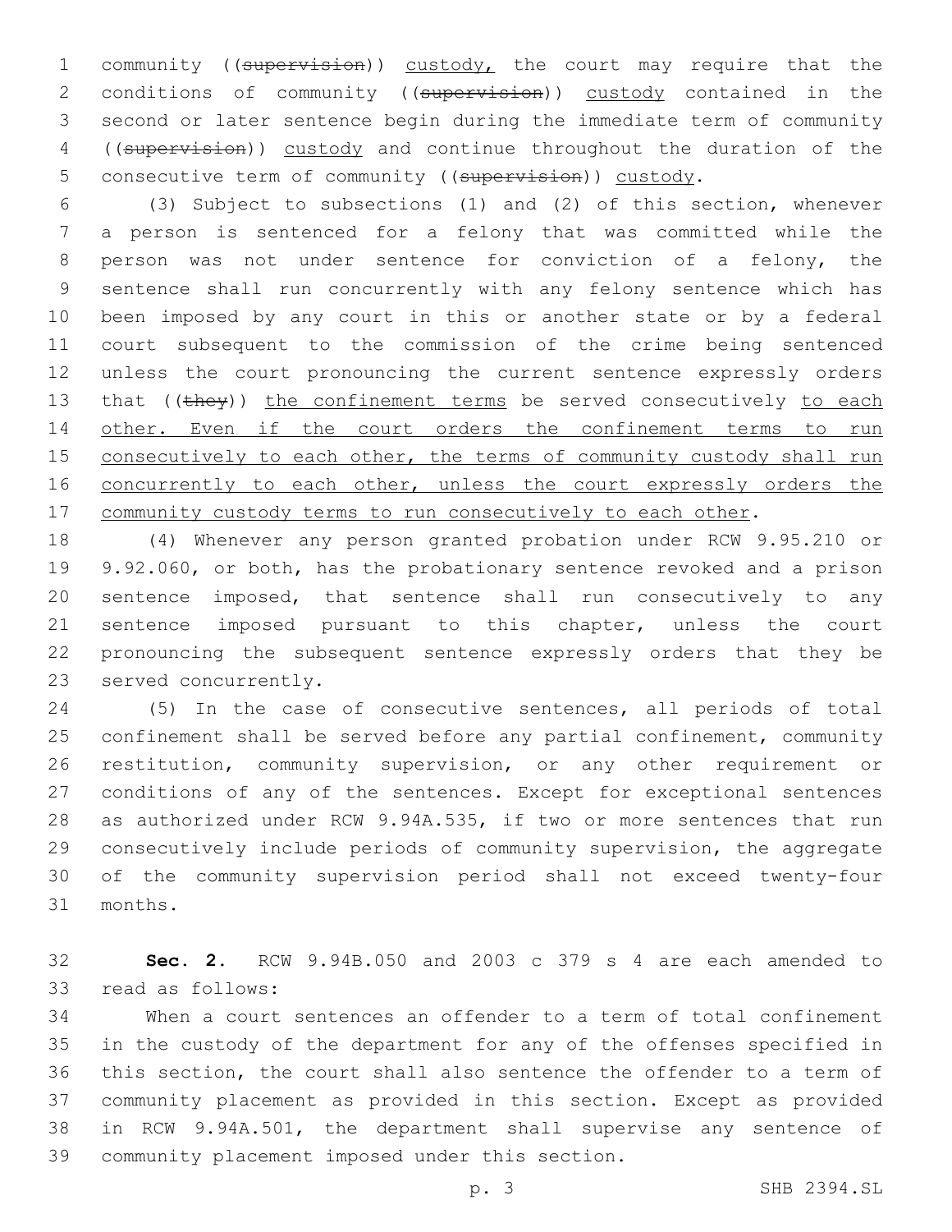community ((~~supervision~~)) <u>custody,</u> the court may require that the conditions of community ((~~supervision~~)) <u>custody</u> contained in the second or later sentence begin during the immediate term of community ((~~supervision~~)) <u>custody</u> and continue throughout the duration of the consecutive term of community ((~~supervision~~)) <u>custody</u>.

(3) Subject to subsections (1) and (2) of this section, whenever a person is sentenced for a felony that was committed while the person was not under sentence for conviction of a felony, the sentence shall run concurrently with any felony sentence which has been imposed by any court in this or another state or by a federal court subsequent to the commission of the crime being sentenced unless the court pronouncing the current sentence expressly orders that ((~~they~~)) <u>the confinement terms</u> be served consecutively <u>to each other. Even if the court orders the confinement terms to run consecutively to each other, the terms of community custody shall run concurrently to each other, unless the court expressly orders the community custody terms to run consecutively to each other</u>.

(4) Whenever any person granted probation under RCW 9.95.210 or 9.92.060, or both, has the probationary sentence revoked and a prison sentence imposed, that sentence shall run consecutively to any sentence imposed pursuant to this chapter, unless the court pronouncing the subsequent sentence expressly orders that they be served concurrently.

(5) In the case of consecutive sentences, all periods of total confinement shall be served before any partial confinement, community restitution, community supervision, or any other requirement or conditions of any of the sentences. Except for exceptional sentences as authorized under RCW 9.94A.535, if two or more sentences that run consecutively include periods of community supervision, the aggregate of the community supervision period shall not exceed twenty-four months.

**Sec. 2.** RCW 9.94B.050 and 2003 c 379 s 4 are each amended to read as follows:

When a court sentences an offender to a term of total confinement in the custody of the department for any of the offenses specified in this section, the court shall also sentence the offender to a term of community placement as provided in this section. Except as provided in RCW 9.94A.501, the department shall supervise any sentence of community placement imposed under this section.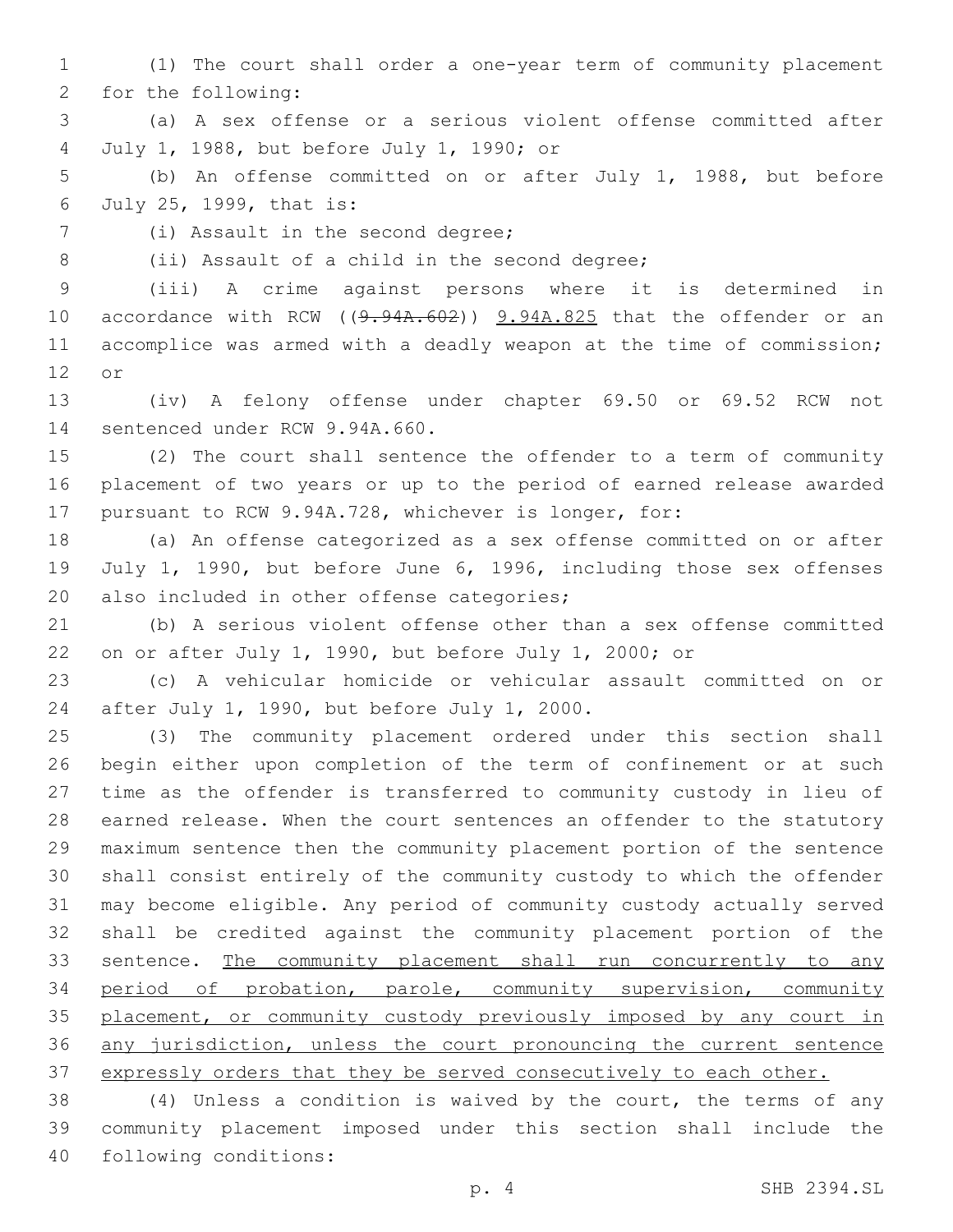(1) The court shall order a one-year term of community placement for the following:

(a) A sex offense or a serious violent offense committed after July 1, 1988, but before July 1, 1990; or

(b) An offense committed on or after July 1, 1988, but before July 25, 1999, that is:

(i) Assault in the second degree;

(ii) Assault of a child in the second degree;

(iii) A crime against persons where it is determined in accordance with RCW ((~~9.94A.602~~)) <u>9.94A.825</u> that the offender or an accomplice was armed with a deadly weapon at the time of commission; or

(iv) A felony offense under chapter 69.50 or 69.52 RCW not sentenced under RCW 9.94A.660.

(2) The court shall sentence the offender to a term of community placement of two years or up to the period of earned release awarded pursuant to RCW 9.94A.728, whichever is longer, for:

(a) An offense categorized as a sex offense committed on or after July 1, 1990, but before June 6, 1996, including those sex offenses also included in other offense categories;

(b) A serious violent offense other than a sex offense committed on or after July 1, 1990, but before July 1, 2000; or

(c) A vehicular homicide or vehicular assault committed on or after July 1, 1990, but before July 1, 2000.

(3) The community placement ordered under this section shall begin either upon completion of the term of confinement or at such time as the offender is transferred to community custody in lieu of earned release. When the court sentences an offender to the statutory maximum sentence then the community placement portion of the sentence shall consist entirely of the community custody to which the offender may become eligible. Any period of community custody actually served shall be credited against the community placement portion of the sentence. <u>The community placement shall run concurrently to any period of probation, parole, community supervision, community placement, or community custody previously imposed by any court in any jurisdiction, unless the court pronouncing the current sentence expressly orders that they be served consecutively to each other.</u>

(4) Unless a condition is waived by the court, the terms of any community placement imposed under this section shall include the following conditions: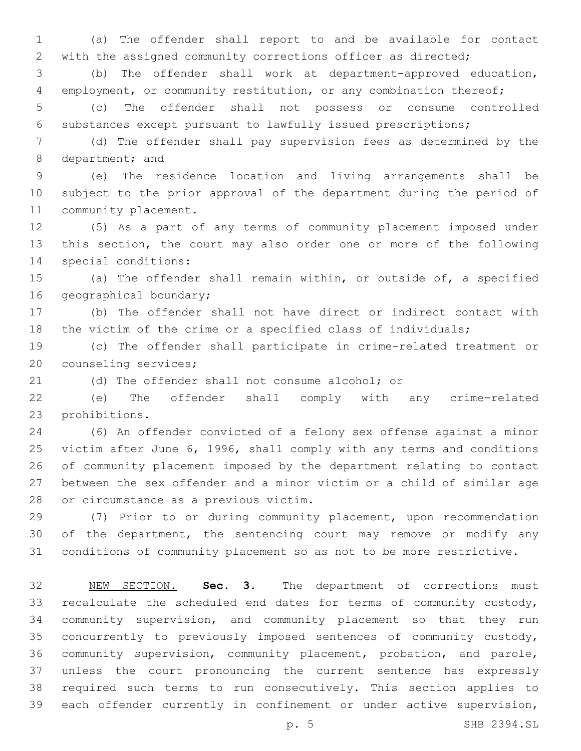(a) The offender shall report to and be available for contact with the assigned community corrections officer as directed;

(b) The offender shall work at department-approved education, employment, or community restitution, or any combination thereof;

(c) The offender shall not possess or consume controlled substances except pursuant to lawfully issued prescriptions;

(d) The offender shall pay supervision fees as determined by the department; and

(e) The residence location and living arrangements shall be subject to the prior approval of the department during the period of community placement.

(5) As a part of any terms of community placement imposed under this section, the court may also order one or more of the following special conditions:

(a) The offender shall remain within, or outside of, a specified geographical boundary;

(b) The offender shall not have direct or indirect contact with the victim of the crime or a specified class of individuals;

(c) The offender shall participate in crime-related treatment or counseling services;

(d) The offender shall not consume alcohol; or

(e) The offender shall comply with any crime-related prohibitions.

(6) An offender convicted of a felony sex offense against a minor victim after June 6, 1996, shall comply with any terms and conditions of community placement imposed by the department relating to contact between the sex offender and a minor victim or a child of similar age or circumstance as a previous victim.

(7) Prior to or during community placement, upon recommendation of the department, the sentencing court may remove or modify any conditions of community placement so as not to be more restrictive.

NEW SECTION. **Sec. 3.** The department of corrections must recalculate the scheduled end dates for terms of community custody, community supervision, and community placement so that they run concurrently to previously imposed sentences of community custody, community supervision, community placement, probation, and parole, unless the court pronouncing the current sentence has expressly required such terms to run consecutively. This section applies to each offender currently in confinement or under active supervision,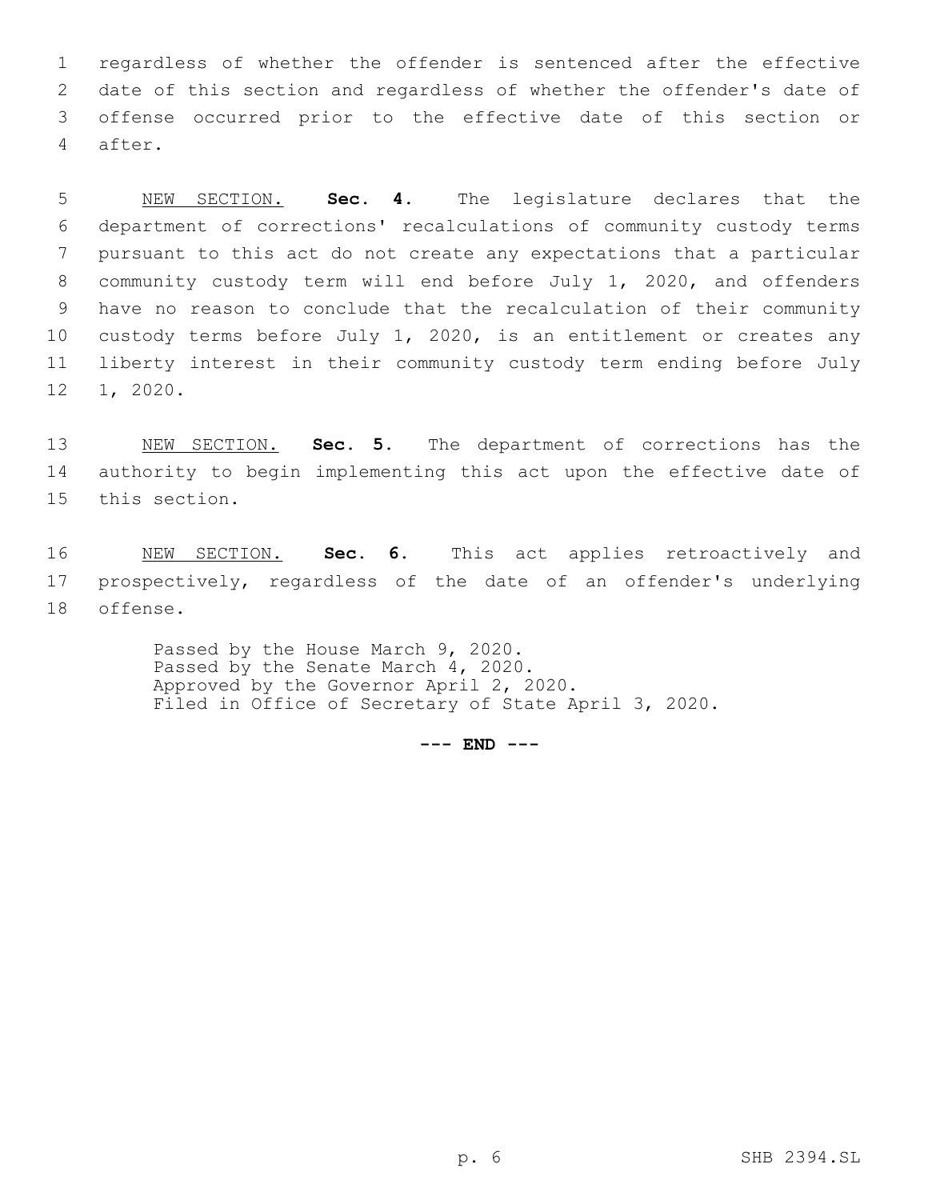regardless of whether the offender is sentenced after the effective date of this section and regardless of whether the offender's date of offense occurred prior to the effective date of this section or after.

NEW SECTION. **Sec. 4.** The legislature declares that the department of corrections' recalculations of community custody terms pursuant to this act do not create any expectations that a particular community custody term will end before July 1, 2020, and offenders have no reason to conclude that the recalculation of their community custody terms before July 1, 2020, is an entitlement or creates any liberty interest in their community custody term ending before July 1, 2020.

NEW SECTION. **Sec. 5.** The department of corrections has the authority to begin implementing this act upon the effective date of this section.

NEW SECTION. **Sec. 6.** This act applies retroactively and prospectively, regardless of the date of an offender's underlying offense.

Passed by the House March 9, 2020.
Passed by the Senate March 4, 2020.
Approved by the Governor April 2, 2020.
Filed in Office of Secretary of State April 3, 2020.

**--- END ---**